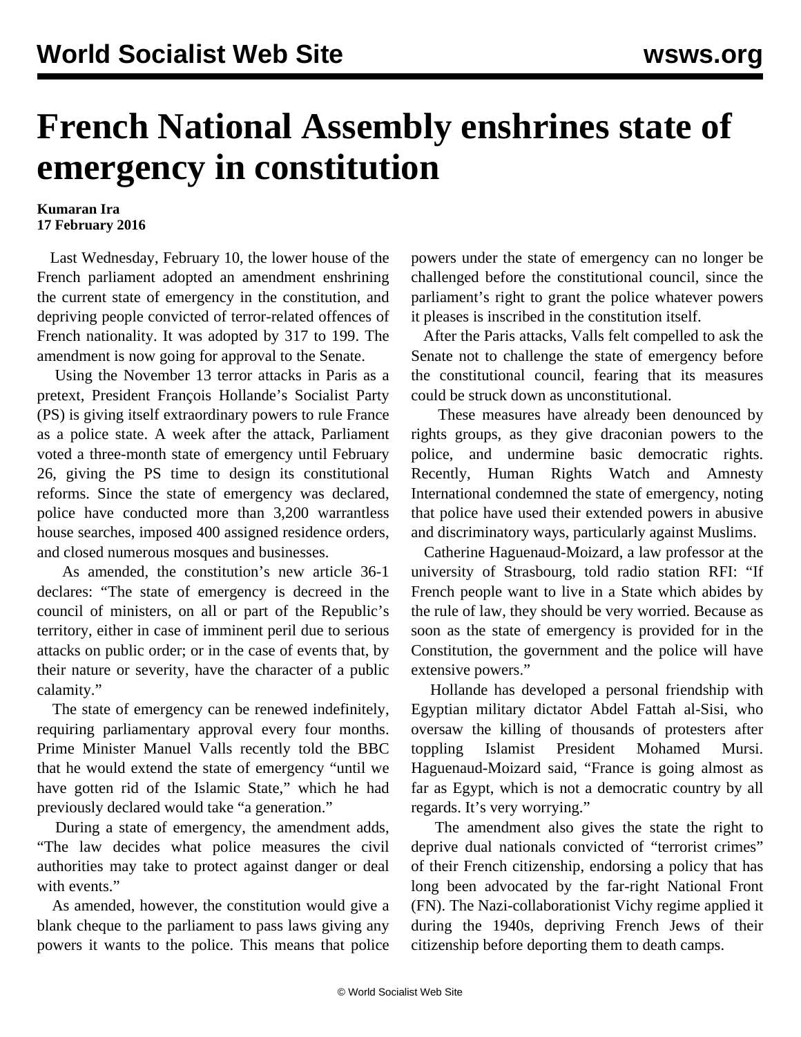# French National Assembly enshrines state of emergency in constitution

**Kumaran Ira**
**17 February 2016**

Last Wednesday, February 10, the lower house of the French parliament adopted an amendment enshrining the current state of emergency in the constitution, and depriving people convicted of terror-related offences of French nationality. It was adopted by 317 to 199. The amendment is now going for approval to the Senate.

Using the November 13 terror attacks in Paris as a pretext, President François Hollande's Socialist Party (PS) is giving itself extraordinary powers to rule France as a police state. A week after the attack, Parliament voted a three-month state of emergency until February 26, giving the PS time to design its constitutional reforms. Since the state of emergency was declared, police have conducted more than 3,200 warrantless house searches, imposed 400 assigned residence orders, and closed numerous mosques and businesses.

As amended, the constitution's new article 36-1 declares: "The state of emergency is decreed in the council of ministers, on all or part of the Republic's territory, either in case of imminent peril due to serious attacks on public order; or in the case of events that, by their nature or severity, have the character of a public calamity."

The state of emergency can be renewed indefinitely, requiring parliamentary approval every four months. Prime Minister Manuel Valls recently told the BBC that he would extend the state of emergency "until we have gotten rid of the Islamic State," which he had previously declared would take "a generation."

During a state of emergency, the amendment adds, "The law decides what police measures the civil authorities may take to protect against danger or deal with events."

As amended, however, the constitution would give a blank cheque to the parliament to pass laws giving any powers it wants to the police. This means that police powers under the state of emergency can no longer be challenged before the constitutional council, since the parliament's right to grant the police whatever powers it pleases is inscribed in the constitution itself.

After the Paris attacks, Valls felt compelled to ask the Senate not to challenge the state of emergency before the constitutional council, fearing that its measures could be struck down as unconstitutional.

These measures have already been denounced by rights groups, as they give draconian powers to the police, and undermine basic democratic rights. Recently, Human Rights Watch and Amnesty International condemned the state of emergency, noting that police have used their extended powers in abusive and discriminatory ways, particularly against Muslims.

Catherine Haguenaud-Moizard, a law professor at the university of Strasbourg, told radio station RFI: "If French people want to live in a State which abides by the rule of law, they should be very worried. Because as soon as the state of emergency is provided for in the Constitution, the government and the police will have extensive powers."

Hollande has developed a personal friendship with Egyptian military dictator Abdel Fattah al-Sisi, who oversaw the killing of thousands of protesters after toppling Islamist President Mohamed Mursi. Haguenaud-Moizard said, "France is going almost as far as Egypt, which is not a democratic country by all regards. It's very worrying."

The amendment also gives the state the right to deprive dual nationals convicted of "terrorist crimes" of their French citizenship, endorsing a policy that has long been advocated by the far-right National Front (FN). The Nazi-collaborationist Vichy regime applied it during the 1940s, depriving French Jews of their citizenship before deporting them to death camps.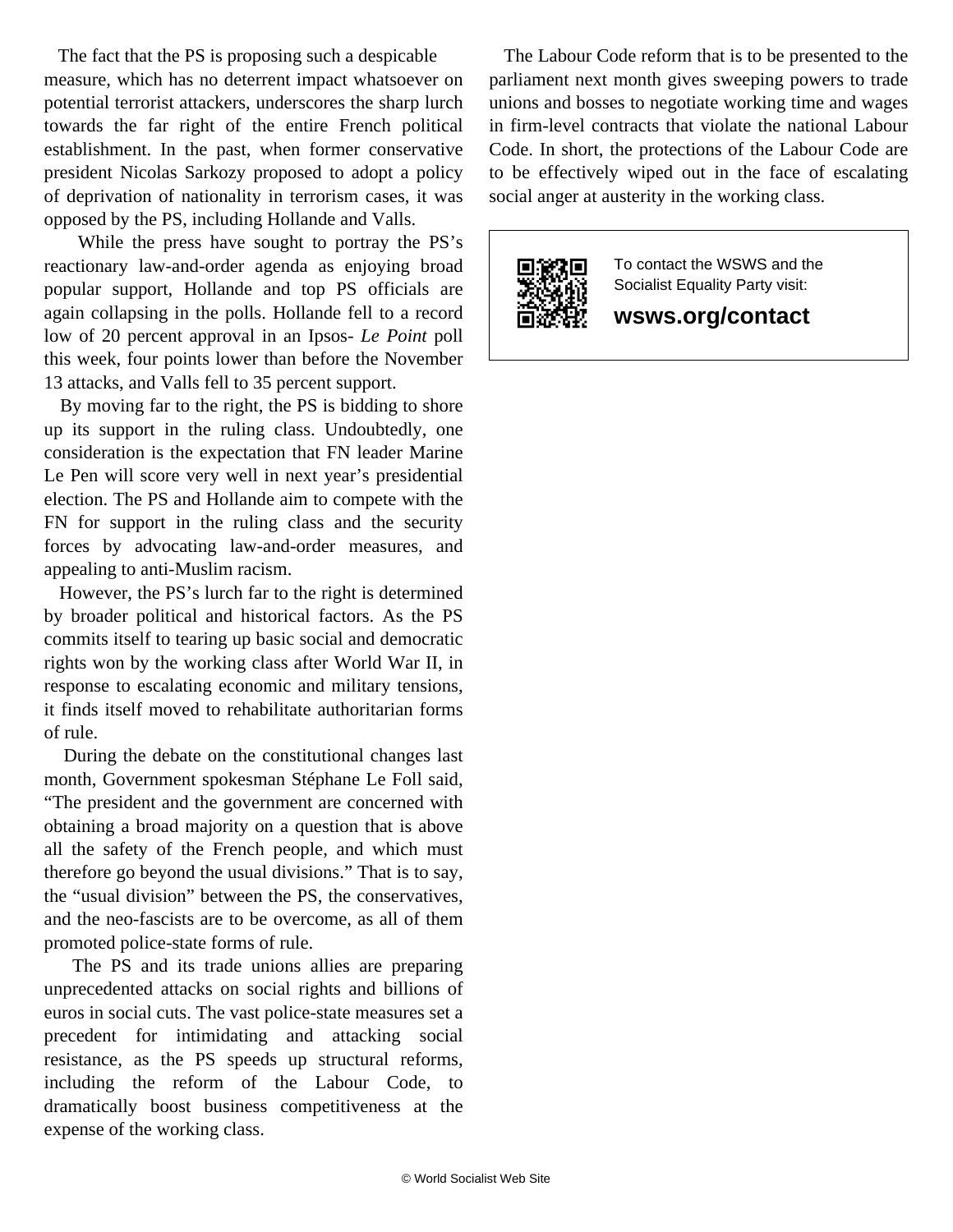The fact that the PS is proposing such a despicable measure, which has no deterrent impact whatsoever on potential terrorist attackers, underscores the sharp lurch towards the far right of the entire French political establishment. In the past, when former conservative president Nicolas Sarkozy proposed to adopt a policy of deprivation of nationality in terrorism cases, it was opposed by the PS, including Hollande and Valls.

While the press have sought to portray the PS's reactionary law-and-order agenda as enjoying broad popular support, Hollande and top PS officials are again collapsing in the polls. Hollande fell to a record low of 20 percent approval in an Ipsos- *Le Point* poll this week, four points lower than before the November 13 attacks, and Valls fell to 35 percent support.

By moving far to the right, the PS is bidding to shore up its support in the ruling class. Undoubtedly, one consideration is the expectation that FN leader Marine Le Pen will score very well in next year's presidential election. The PS and Hollande aim to compete with the FN for support in the ruling class and the security forces by advocating law-and-order measures, and appealing to anti-Muslim racism.

However, the PS's lurch far to the right is determined by broader political and historical factors. As the PS commits itself to tearing up basic social and democratic rights won by the working class after World War II, in response to escalating economic and military tensions, it finds itself moved to rehabilitate authoritarian forms of rule.

During the debate on the constitutional changes last month, Government spokesman Stéphane Le Foll said, "The president and the government are concerned with obtaining a broad majority on a question that is above all the safety of the French people, and which must therefore go beyond the usual divisions." That is to say, the "usual division" between the PS, the conservatives, and the neo-fascists are to be overcome, as all of them promoted police-state forms of rule.

The PS and its trade unions allies are preparing unprecedented attacks on social rights and billions of euros in social cuts. The vast police-state measures set a precedent for intimidating and attacking social resistance, as the PS speeds up structural reforms, including the reform of the Labour Code, to dramatically boost business competitiveness at the expense of the working class.

The Labour Code reform that is to be presented to the parliament next month gives sweeping powers to trade unions and bosses to negotiate working time and wages in firm-level contracts that violate the national Labour Code. In short, the protections of the Labour Code are to be effectively wiped out in the face of escalating social anger at austerity in the working class.

To contact the WSWS and the Socialist Equality Party visit:

**wsws.org/contact**